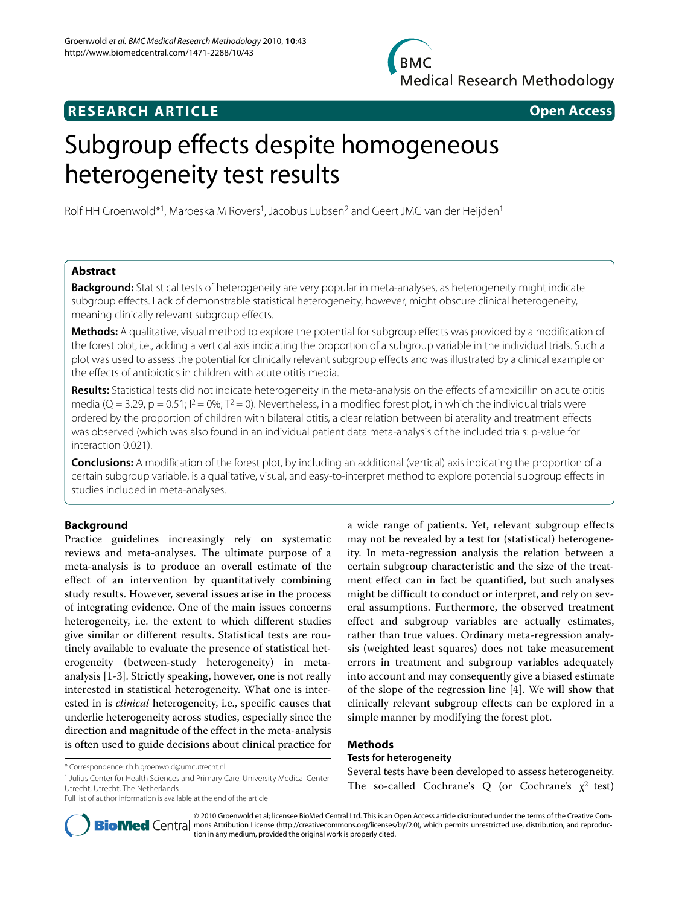**RESEARCH ARTICLE** **Open Access**

# Subgroup effects despite homogeneous heterogeneity test results

Rolf HH Groenwold*[1], Maroeska M Rovers[1], Jacobus Lubsen[2] and Geert JMG van der Heijden[1]

## Abstract

**Background:** Statistical tests of heterogeneity are very popular in meta-analyses, as heterogeneity might indicate subgroup effects. Lack of demonstrable statistical heterogeneity, however, might obscure clinical heterogeneity, meaning clinically relevant subgroup effects.

**Methods:** A qualitative, visual method to explore the potential for subgroup effects was provided by a modification of the forest plot, i.e., adding a vertical axis indicating the proportion of a subgroup variable in the individual trials. Such a plot was used to assess the potential for clinically relevant subgroup effects and was illustrated by a clinical example on the effects of antibiotics in children with acute otitis media.

**Results:** Statistical tests did not indicate heterogeneity in the meta-analysis on the effects of amoxicillin on acute otitis media ($Q = 3.29$, $p = 0.51$; $I^2 = 0\%$; $T^2 = 0$). Nevertheless, in a modified forest plot, in which the individual trials were ordered by the proportion of children with bilateral otitis, a clear relation between bilaterality and treatment effects was observed (which was also found in an individual patient data meta-analysis of the included trials: p-value for interaction 0.021).

**Conclusions:** A modification of the forest plot, by including an additional (vertical) axis indicating the proportion of a certain subgroup variable, is a qualitative, visual, and easy-to-interpret method to explore potential subgroup effects in studies included in meta-analyses.

## Background

Practice guidelines increasingly rely on systematic reviews and meta-analyses. The ultimate purpose of a meta-analysis is to produce an overall estimate of the effect of an intervention by quantitatively combining study results. However, several issues arise in the process of integrating evidence. One of the main issues concerns heterogeneity, i.e. the extent to which different studies give similar or different results. Statistical tests are routinely available to evaluate the presence of statistical heterogeneity (between-study heterogeneity) in meta-analysis [1-3]. Strictly speaking, however, one is not really interested in statistical heterogeneity. What one is interested in is *clinical* heterogeneity, i.e., specific causes that underlie heterogeneity across studies, especially since the direction and magnitude of the effect in the meta-analysis is often used to guide decisions about clinical practice for a wide range of patients. Yet, relevant subgroup effects may not be revealed by a test for (statistical) heterogeneity. In meta-regression analysis the relation between a certain subgroup characteristic and the size of the treatment effect can in fact be quantified, but such analyses might be difficult to conduct or interpret, and rely on several assumptions. Furthermore, the observed treatment effect and subgroup variables are actually estimates, rather than true values. Ordinary meta-regression analysis (weighted least squares) does not take measurement errors in treatment and subgroup variables adequately into account and may consequently give a biased estimate of the slope of the regression line [4]. We will show that clinically relevant subgroup effects can be explored in a simple manner by modifying the forest plot.

## Methods

### Tests for heterogeneity

Several tests have been developed to assess heterogeneity. The so-called Cochrane's Q (or Cochrane's $\chi^2$ test)

\* Correspondence: r.h.h.groenwold@umcutrecht.nl

[1] Julius Center for Health Sciences and Primary Care, University Medical Center Utrecht, Utrecht, The Netherlands

Full list of author information is available at the end of the article

© 2010 Groenwold et al; licensee BioMed Central Ltd. This is an Open Access article distributed under the terms of the Creative Commons Attribution License (http://creativecommons.org/licenses/by/2.0), which permits unrestricted use, distribution, and reproduction in any medium, provided the original work is properly cited.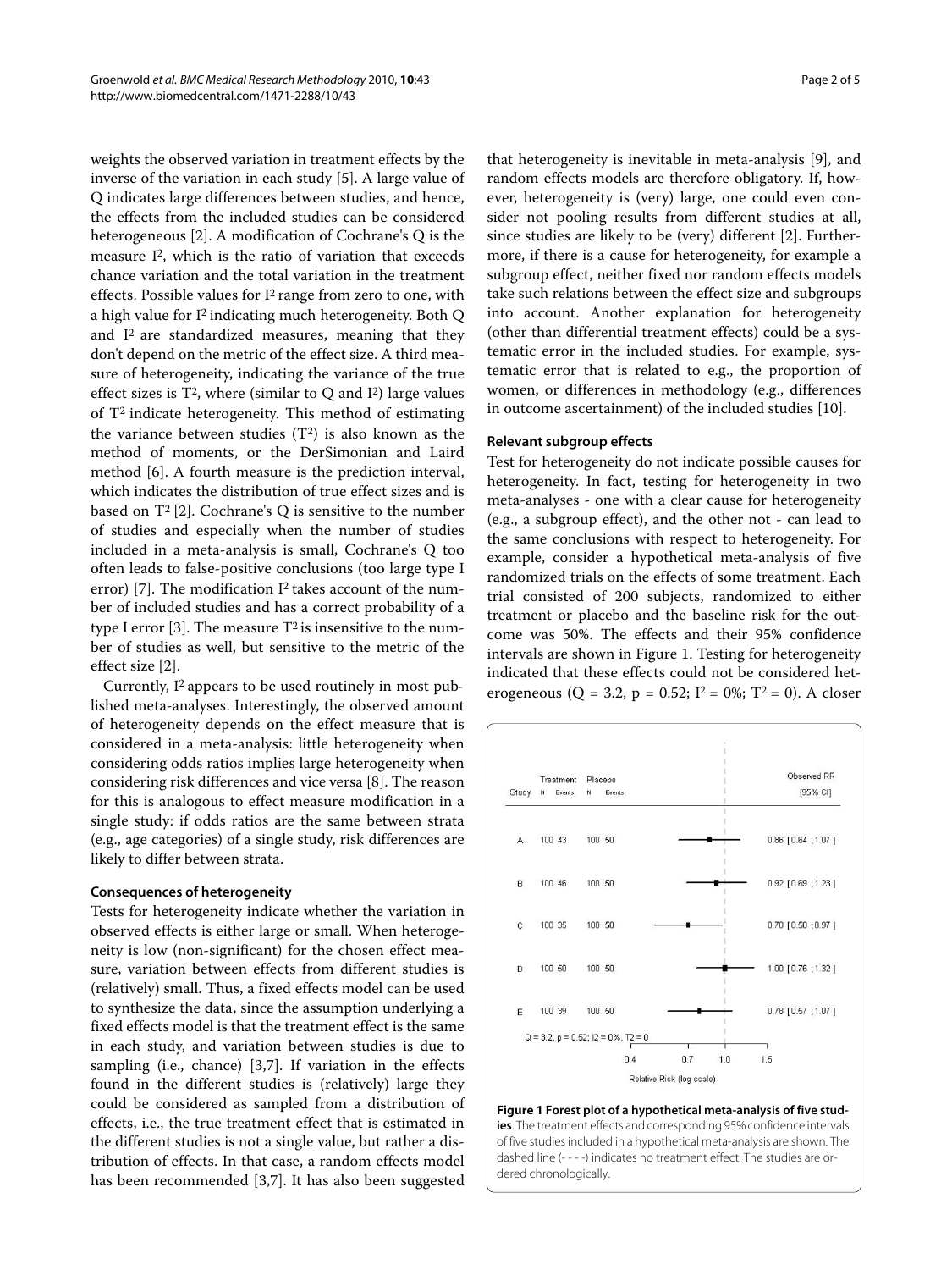weights the observed variation in treatment effects by the inverse of the variation in each study [5]. A large value of Q indicates large differences between studies, and hence, the effects from the included studies can be considered heterogeneous [2]. A modification of Cochrane's Q is the measure $I^2$, which is the ratio of variation that exceeds chance variation and the total variation in the treatment effects. Possible values for $I^2$ range from zero to one, with a high value for $I^2$ indicating much heterogeneity. Both Q and $I^2$ are standardized measures, meaning that they don't depend on the metric of the effect size. A third measure of heterogeneity, indicating the variance of the true effect sizes is $T^2$, where (similar to Q and $I^2$) large values of $T^2$ indicate heterogeneity. This method of estimating the variance between studies ($T^2$) is also known as the method of moments, or the DerSimonian and Laird method [6]. A fourth measure is the prediction interval, which indicates the distribution of true effect sizes and is based on $T^2$ [2]. Cochrane's Q is sensitive to the number of studies and especially when the number of studies included in a meta-analysis is small, Cochrane's Q too often leads to false-positive conclusions (too large type I error) [7]. The modification $I^2$ takes account of the number of included studies and has a correct probability of a type I error [3]. The measure $T^2$ is insensitive to the number of studies as well, but sensitive to the metric of the effect size [2].

Currently, $I^2$ appears to be used routinely in most published meta-analyses. Interestingly, the observed amount of heterogeneity depends on the effect measure that is considered in a meta-analysis: little heterogeneity when considering odds ratios implies large heterogeneity when considering risk differences and vice versa [8]. The reason for this is analogous to effect measure modification in a single study: if odds ratios are the same between strata (e.g., age categories) of a single study, risk differences are likely to differ between strata.

### Consequences of heterogeneity

Tests for heterogeneity indicate whether the variation in observed effects is either large or small. When heterogeneity is low (non-significant) for the chosen effect measure, variation between effects from different studies is (relatively) small. Thus, a fixed effects model can be used to synthesize the data, since the assumption underlying a fixed effects model is that the treatment effect is the same in each study, and variation between studies is due to sampling (i.e., chance) [3,7]. If variation in the effects found in the different studies is (relatively) large they could be considered as sampled from a distribution of effects, i.e., the true treatment effect that is estimated in the different studies is not a single value, but rather a distribution of effects. In that case, a random effects model has been recommended [3,7]. It has also been suggested that heterogeneity is inevitable in meta-analysis [9], and random effects models are therefore obligatory. If, however, heterogeneity is (very) large, one could even consider not pooling results from different studies at all, since studies are likely to be (very) different [2]. Furthermore, if there is a cause for heterogeneity, for example a subgroup effect, neither fixed nor random effects models take such relations between the effect size and subgroups into account. Another explanation for heterogeneity (other than differential treatment effects) could be a systematic error in the included studies. For example, systematic error that is related to e.g., the proportion of women, or differences in methodology (e.g., differences in outcome ascertainment) of the included studies [10].

### Relevant subgroup effects

Test for heterogeneity do not indicate possible causes for heterogeneity. In fact, testing for heterogeneity in two meta-analyses - one with a clear cause for heterogeneity (e.g., a subgroup effect), and the other not - can lead to the same conclusions with respect to heterogeneity. For example, consider a hypothetical meta-analysis of five randomized trials on the effects of some treatment. Each trial consisted of 200 subjects, randomized to either treatment or placebo and the baseline risk for the outcome was 50%. The effects and their 95% confidence intervals are shown in Figure 1. Testing for heterogeneity indicated that these effects could not be considered heterogeneous (Q = 3.2, p = 0.52; $I^2$ = 0%; $T^2$ = 0). A closer

Study | Treatment N Events | Placebo N Events | Observed RR [95% CI]

A 100 43 100 50 0.86 [0.64 ; 1.07 ]

B 100 46 100 50 0.92 [0.69 ; 1.23 ]

C 100 35 100 50 0.70 [0.50 ; 0.97 ]

D 100 50 100 50 1.00 [0.76 ; 1.32 ]

E 100 39 100 50 0.78 [0.57 ; 1.07 ]

Q = 3.2, p = 0.52; I2 = 0%, T2 = 0

0.4 0.7 1.0 1.5

Relative Risk (log scale)

**Figure 1 Forest plot of a hypothetical meta-analysis of five studies**. The treatment effects and corresponding 95% confidence intervals of five studies included in a hypothetical meta-analysis are shown. The dashed line (- - - -) indicates no treatment effect. The studies are ordered chronologically.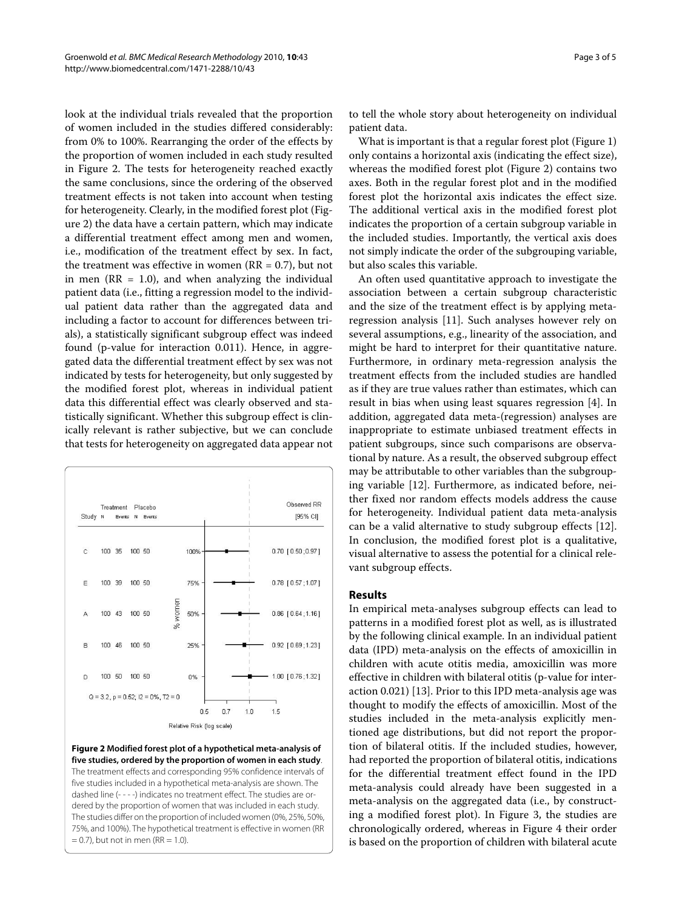look at the individual trials revealed that the proportion of women included in the studies differed considerably: from 0% to 100%. Rearranging the order of the effects by the proportion of women included in each study resulted in Figure 2. The tests for heterogeneity reached exactly the same conclusions, since the ordering of the observed treatment effects is not taken into account when testing for heterogeneity. Clearly, in the modified forest plot (Figure 2) the data have a certain pattern, which may indicate a differential treatment effect among men and women, i.e., modification of the treatment effect by sex. In fact, the treatment was effective in women (RR = 0.7), but not in men (RR = 1.0), and when analyzing the individual patient data (i.e., fitting a regression model to the individual patient data rather than the aggregated data and including a factor to account for differences between trials), a statistically significant subgroup effect was indeed found (p-value for interaction 0.011). Hence, in aggregated data the differential treatment effect by sex was not indicated by tests for heterogeneity, but only suggested by the modified forest plot, whereas in individual patient data this differential effect was clearly observed and statistically significant. Whether this subgroup effect is clinically relevant is rather subjective, but we can conclude that tests for heterogeneity on aggregated data appear not to tell the whole story about heterogeneity on individual patient data.

Study | Treatment N Events | Placebo N Events | Observed RR [95% CI]

C 100 35 100 50 — 100% — 0.70 [0.50 ; 0.97]

E 100 39 100 50 — 75% — 0.78 [0.57 ; 1.07]

A 100 43 100 50 — 50% — 0.86 [0.64 ; 1.16]

B 100 46 100 50 — 25% — 0.92 [0.69 ; 1.23]

D 100 50 100 50 — 0% — 1.00 [0.76 ; 1.32]

Q = 3.2, p = 0.52; I2 = 0%, T2 = 0

% women

0.5 0.7 1.0 1.5

Relative Risk (log scale)

**Figure 2 Modified forest plot of a hypothetical meta-analysis of five studies, ordered by the proportion of women in each study**. The treatment effects and corresponding 95% confidence intervals of five studies included in a hypothetical meta-analysis are shown. The dashed line (- - - -) indicates no treatment effect. The studies are ordered by the proportion of women that was included in each study. The studies differ on the proportion of included women (0%, 25%, 50%, 75%, and 100%). The hypothetical treatment is effective in women (RR = 0.7), but not in men (RR = 1.0).

What is important is that a regular forest plot (Figure 1) only contains a horizontal axis (indicating the effect size), whereas the modified forest plot (Figure 2) contains two axes. Both in the regular forest plot and in the modified forest plot the horizontal axis indicates the effect size. The additional vertical axis in the modified forest plot indicates the proportion of a certain subgroup variable in the included studies. Importantly, the vertical axis does not simply indicate the order of the subgrouping variable, but also scales this variable.

An often used quantitative approach to investigate the association between a certain subgroup characteristic and the size of the treatment effect is by applying meta-regression analysis [11]. Such analyses however rely on several assumptions, e.g., linearity of the association, and might be hard to interpret for their quantitative nature. Furthermore, in ordinary meta-regression analysis the treatment effects from the included studies are handled as if they are true values rather than estimates, which can result in bias when using least squares regression [4]. In addition, aggregated data meta-(regression) analyses are inappropriate to estimate unbiased treatment effects in patient subgroups, since such comparisons are observational by nature. As a result, the observed subgroup effect may be attributable to other variables than the subgrouping variable [12]. Furthermore, as indicated before, neither fixed nor random effects models address the cause for heterogeneity. Individual patient data meta-analysis can be a valid alternative to study subgroup effects [12]. In conclusion, the modified forest plot is a qualitative, visual alternative to assess the potential for a clinical relevant subgroup effects.

## Results

In empirical meta-analyses subgroup effects can lead to patterns in a modified forest plot as well, as is illustrated by the following clinical example. In an individual patient data (IPD) meta-analysis on the effects of amoxicillin in children with acute otitis media, amoxicillin was more effective in children with bilateral otitis (p-value for interaction 0.021) [13]. Prior to this IPD meta-analysis age was thought to modify the effects of amoxicillin. Most of the studies included in the meta-analysis explicitly mentioned age distributions, but did not report the proportion of bilateral otitis. If the included studies, however, had reported the proportion of bilateral otitis, indications for the differential treatment effect found in the IPD meta-analysis could already have been suggested in a meta-analysis on the aggregated data (i.e., by constructing a modified forest plot). In Figure 3, the studies are chronologically ordered, whereas in Figure 4 their order is based on the proportion of children with bilateral acute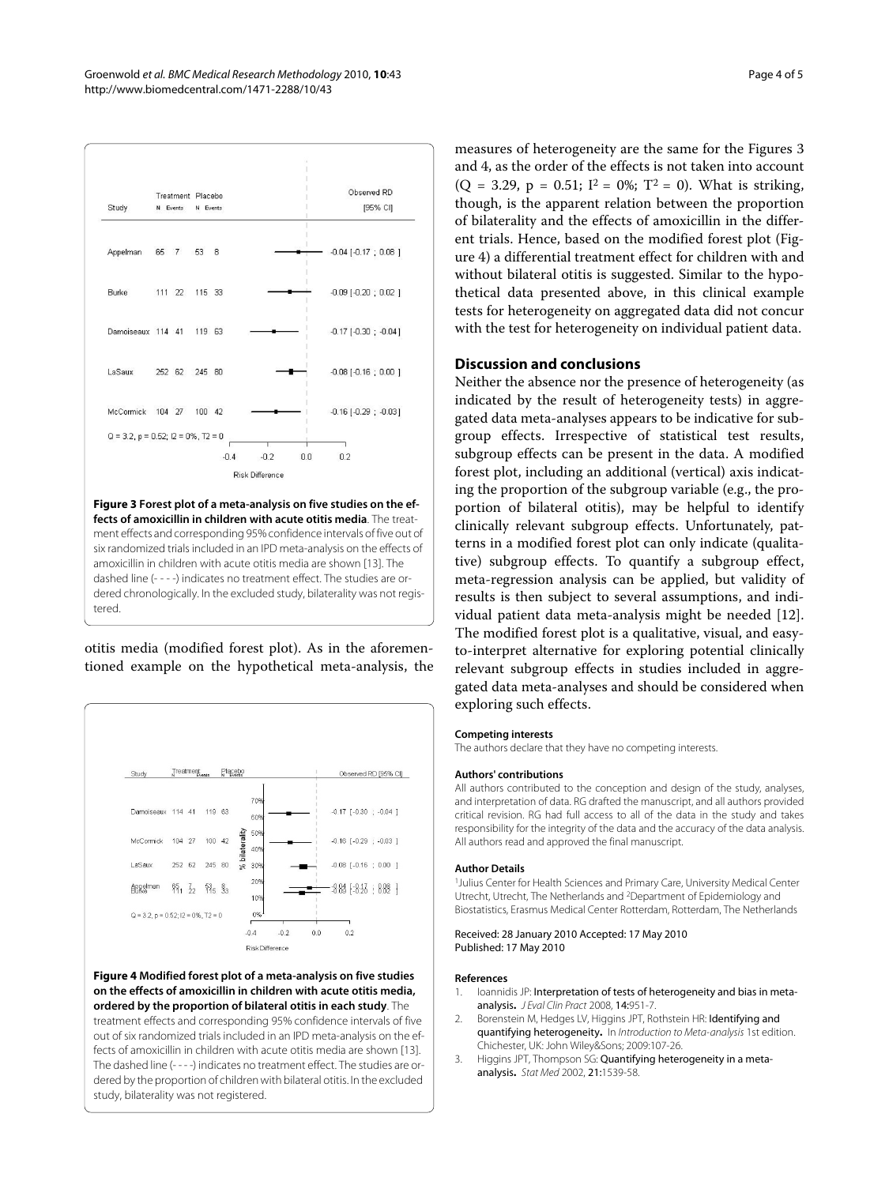**Figure 3 Forest plot of a meta-analysis on five studies on the effects of amoxicillin in children with acute otitis media**. The treatment effects and corresponding 95% confidence intervals of five out of six randomized trials included in an IPD meta-analysis on the effects of amoxicillin in children with acute otitis media are shown [13]. The dashed line (- - - -) indicates no treatment effect. The studies are ordered chronologically. In the excluded study, bilaterality was not registered.

otitis media (modified forest plot). As in the aforementioned example on the hypothetical meta-analysis, the measures of heterogeneity are the same for the Figures 3 and 4, as the order of the effects is not taken into account ($Q = 3.29$, $p = 0.51$; $I^2 = 0\%$; $T^2 = 0$). What is striking, though, is the apparent relation between the proportion of bilaterality and the effects of amoxicillin in the different trials. Hence, based on the modified forest plot (Figure 4) a differential treatment effect for children with and without bilateral otitis is suggested. Similar to the hypothetical data presented above, in this clinical example tests for heterogeneity on aggregated data did not concur with the test for heterogeneity on individual patient data.

**Figure 4 Modified forest plot of a meta-analysis on five studies on the effects of amoxicillin in children with acute otitis media, ordered by the proportion of bilateral otitis in each study**. The treatment effects and corresponding 95% confidence intervals of five out of six randomized trials included in an IPD meta-analysis on the effects of amoxicillin in children with acute otitis media are shown [13]. The dashed line (- - - -) indicates no treatment effect. The studies are ordered by the proportion of children with bilateral otitis. In the excluded study, bilaterality was not registered.

## Discussion and conclusions

Neither the absence nor the presence of heterogeneity (as indicated by the result of heterogeneity tests) in aggregated data meta-analyses appears to be indicative for subgroup effects. Irrespective of statistical test results, subgroup effects can be present in the data. A modified forest plot, including an additional (vertical) axis indicating the proportion of the subgroup variable (e.g., the proportion of bilateral otitis), may be helpful to identify clinically relevant subgroup effects. Unfortunately, patterns in a modified forest plot can only indicate (qualitative) subgroup effects. To quantify a subgroup effect, meta-regression analysis can be applied, but validity of results is then subject to several assumptions, and individual patient data meta-analysis might be needed [12]. The modified forest plot is a qualitative, visual, and easy-to-interpret alternative for exploring potential clinically relevant subgroup effects in studies included in aggregated data meta-analyses and should be considered when exploring such effects.

#### Competing interests

The authors declare that they have no competing interests.

#### Authors' contributions

All authors contributed to the conception and design of the study, analyses, and interpretation of data. RG drafted the manuscript, and all authors provided critical revision. RG had full access to all of the data in the study and takes responsibility for the integrity of the data and the accuracy of the data analysis. All authors read and approved the final manuscript.

#### Author Details

[1]Julius Center for Health Sciences and Primary Care, University Medical Center Utrecht, Utrecht, The Netherlands and [2]Department of Epidemiology and Biostatistics, Erasmus Medical Center Rotterdam, Rotterdam, The Netherlands

Received: 28 January 2010 Accepted: 17 May 2010
Published: 17 May 2010

#### References

1. Ioannidis JP: **Interpretation of tests of heterogeneity and bias in meta-analysis.** *J Eval Clin Pract* 2008, **14**:951-7.
2. Borenstein M, Hedges LV, Higgins JPT, Rothstein HR: **Identifying and quantifying heterogeneity.** In *Introduction to Meta-analysis* 1st edition. Chichester, UK: John Wiley&Sons; 2009:107-26.
3. Higgins JPT, Thompson SG: **Quantifying heterogeneity in a meta-analysis.** *Stat Med* 2002, **21**:1539-58.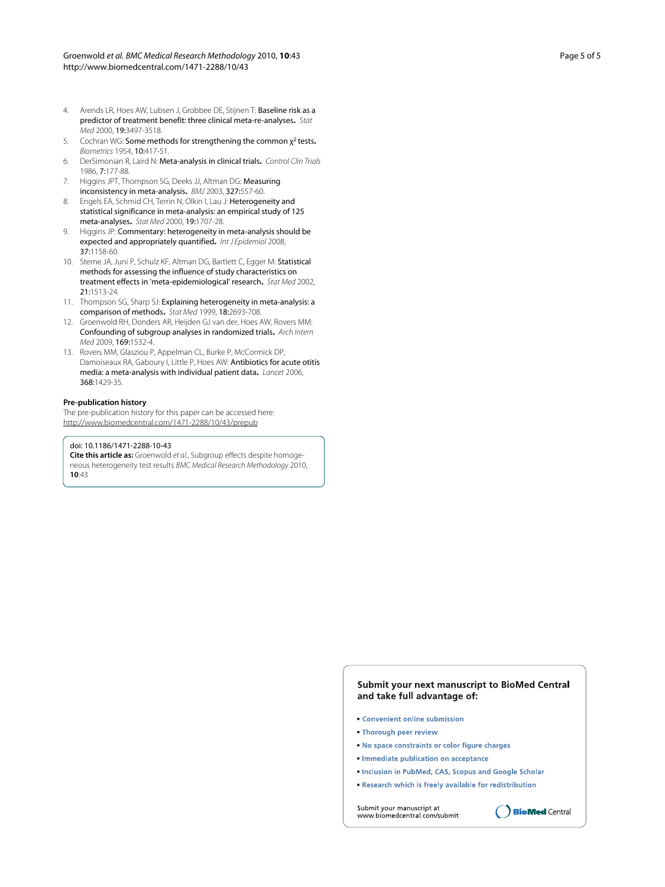4. Arends LR, Hoes AW, Lubsen J, Grobbee DE, Stijnen T: **Baseline risk as a predictor of treatment benefit: three clinical meta-re-analyses.** *Stat Med* 2000, **19**:3497-3518.
5. Cochran WG: **Some methods for strengthening the common $\chi^2$ tests.** *Biometrics* 1954, **10**:417-51.
6. DerSimonian R, Laird N: **Meta-analysis in clinical trials.** *Control Clin Trials* 1986, **7**:177-88.
7. Higgins JPT, Thompson SG, Deeks JJ, Altman DG: **Measuring inconsistency in meta-analysis.** *BMJ* 2003, **327**:557-60.
8. Engels EA, Schmid CH, Terrin N, Olkin I, Lau J: **Heterogeneity and statistical significance in meta-analysis: an empirical study of 125 meta-analyses.** *Stat Med* 2000, **19**:1707-28.
9. Higgins JP: **Commentary: heterogeneity in meta-analysis should be expected and appropriately quantified.** *Int J Epidemiol* 2008, **37**:1158-60.
10. Sterne JA, Juni P, Schulz KF, Altman DG, Bartlett C, Egger M: **Statistical methods for assessing the influence of study characteristics on treatment effects in 'meta-epidemiological' research.** *Stat Med* 2002, **21**:1513-24.
11. Thompson SG, Sharp SJ: **Explaining heterogeneity in meta-analysis: a comparison of methods.** *Stat Med* 1999, **18**:2693-708.
12. Groenwold RH, Donders AR, Heijden GJ van der, Hoes AW, Rovers MM: **Confounding of subgroup analyses in randomized trials.** *Arch Intern Med* 2009, **169**:1532-4.
13. Rovers MM, Glasziou P, Appelman CL, Burke P, McCormick DP, Damoiseaux RA, Gaboury I, Little P, Hoes AW: **Antibiotics for acute otitis media: a meta-analysis with individual patient data.** *Lancet* 2006, **368**:1429-35.

**Pre-publication history**

The pre-publication history for this paper can be accessed here:
http://www.biomedcentral.com/1471-2288/10/43/prepub

doi: 10.1186/1471-2288-10-43

**Cite this article as:** Groenwold *et al.*, Subgroup effects despite homogeneous heterogeneity test results *BMC Medical Research Methodology* 2010, **10**:43

**Submit your next manuscript to BioMed Central and take full advantage of:**

- Convenient online submission
- Thorough peer review
- No space constraints or color figure charges
- Immediate publication on acceptance
- Inclusion in PubMed, CAS, Scopus and Google Scholar
- Research which is freely available for redistribution

Submit your manuscript at
www.biomedcentral.com/submit

BioMed Central